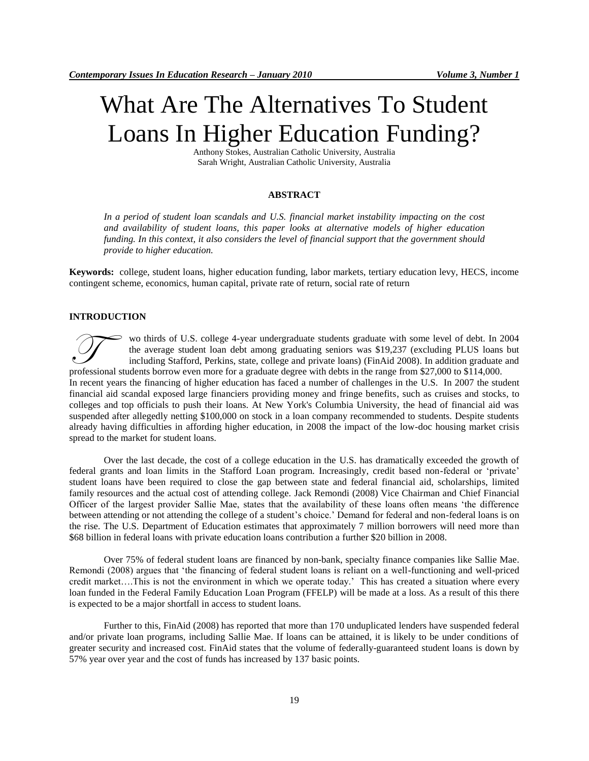# What Are The Alternatives To Student Loans In Higher Education Funding?

Anthony Stokes, Australian Catholic University, Australia
Sarah Wright, Australian Catholic University, Australia

## ABSTRACT

*In a period of student loan scandals and U.S. financial market instability impacting on the cost and availability of student loans, this paper looks at alternative models of higher education funding. In this context, it also considers the level of financial support that the government should provide to higher education.*

**Keywords:** college, student loans, higher education funding, labor markets, tertiary education levy, HECS, income contingent scheme, economics, human capital, private rate of return, social rate of return

## INTRODUCTION

Two thirds of U.S. college 4-year undergraduate students graduate with some level of debt. In 2004 the average student loan debt among graduating seniors was $19,237 (excluding PLUS loans but including Stafford, Perkins, state, college and private loans) (FinAid 2008). In addition graduate and professional students borrow even more for a graduate degree with debts in the range from $27,000 to $114,000. In recent years the financing of higher education has faced a number of challenges in the U.S. In 2007 the student financial aid scandal exposed large financiers providing money and fringe benefits, such as cruises and stocks, to colleges and top officials to push their loans. At New York's Columbia University, the head of financial aid was suspended after allegedly netting $100,000 on stock in a loan company recommended to students. Despite students already having difficulties in affording higher education, in 2008 the impact of the low-doc housing market crisis spread to the market for student loans.

Over the last decade, the cost of a college education in the U.S. has dramatically exceeded the growth of federal grants and loan limits in the Stafford Loan program. Increasingly, credit based non-federal or 'private' student loans have been required to close the gap between state and federal financial aid, scholarships, limited family resources and the actual cost of attending college. Jack Remondi (2008) Vice Chairman and Chief Financial Officer of the largest provider Sallie Mae, states that the availability of these loans often means 'the difference between attending or not attending the college of a student's choice.' Demand for federal and non-federal loans is on the rise. The U.S. Department of Education estimates that approximately 7 million borrowers will need more than $68 billion in federal loans with private education loans contribution a further $20 billion in 2008.

Over 75% of federal student loans are financed by non-bank, specialty finance companies like Sallie Mae. Remondi (2008) argues that 'the financing of federal student loans is reliant on a well-functioning and well-priced credit market….This is not the environment in which we operate today.' This has created a situation where every loan funded in the Federal Family Education Loan Program (FFELP) will be made at a loss. As a result of this there is expected to be a major shortfall in access to student loans.

Further to this, FinAid (2008) has reported that more than 170 unduplicated lenders have suspended federal and/or private loan programs, including Sallie Mae. If loans can be attained, it is likely to be under conditions of greater security and increased cost. FinAid states that the volume of federally-guaranteed student loans is down by 57% year over year and the cost of funds has increased by 137 basic points.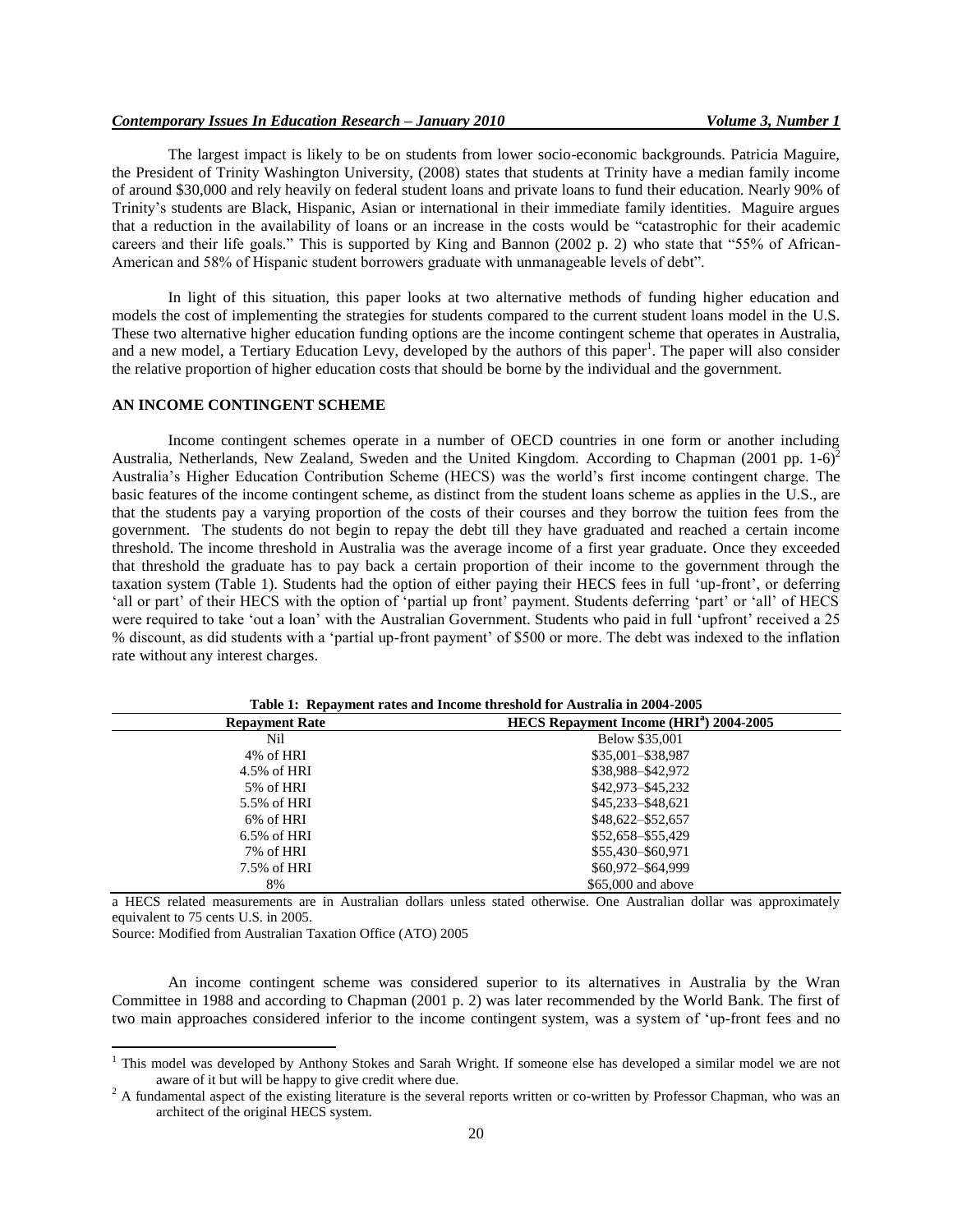The largest impact is likely to be on students from lower socio-economic backgrounds. Patricia Maguire, the President of Trinity Washington University, (2008) states that students at Trinity have a median family income of around $30,000 and rely heavily on federal student loans and private loans to fund their education. Nearly 90% of Trinity's students are Black, Hispanic, Asian or international in their immediate family identities. Maguire argues that a reduction in the availability of loans or an increase in the costs would be "catastrophic for their academic careers and their life goals." This is supported by King and Bannon (2002 p. 2) who state that "55% of African-American and 58% of Hispanic student borrowers graduate with unmanageable levels of debt".

In light of this situation, this paper looks at two alternative methods of funding higher education and models the cost of implementing the strategies for students compared to the current student loans model in the U.S. These two alternative higher education funding options are the income contingent scheme that operates in Australia, and a new model, a Tertiary Education Levy, developed by the authors of this paper[1]. The paper will also consider the relative proportion of higher education costs that should be borne by the individual and the government.

## AN INCOME CONTINGENT SCHEME

Income contingent schemes operate in a number of OECD countries in one form or another including Australia, Netherlands, New Zealand, Sweden and the United Kingdom. According to Chapman (2001 pp. 1-6)[2] Australia's Higher Education Contribution Scheme (HECS) was the world's first income contingent charge. The basic features of the income contingent scheme, as distinct from the student loans scheme as applies in the U.S., are that the students pay a varying proportion of the costs of their courses and they borrow the tuition fees from the government. The students do not begin to repay the debt till they have graduated and reached a certain income threshold. The income threshold in Australia was the average income of a first year graduate. Once they exceeded that threshold the graduate has to pay back a certain proportion of their income to the government through the taxation system (Table 1). Students had the option of either paying their HECS fees in full 'up-front', or deferring 'all or part' of their HECS with the option of 'partial up front' payment. Students deferring 'part' or 'all' of HECS were required to take 'out a loan' with the Australian Government. Students who paid in full 'upfront' received a 25 % discount, as did students with a 'partial up-front payment' of $500 or more. The debt was indexed to the inflation rate without any interest charges.

**Table 1: Repayment rates and Income threshold for Australia in 2004-2005**

| Repayment Rate | HECS Repayment Income (HRI[a]) 2004-2005 |
|---|---|
| Nil | Below $35,001 |
| 4% of HRI | $35,001–$38,987 |
| 4.5% of HRI | $38,988–$42,972 |
| 5% of HRI | $42,973–$45,232 |
| 5.5% of HRI | $45,233–$48,621 |
| 6% of HRI | $48,622–$52,657 |
| 6.5% of HRI | $52,658–$55,429 |
| 7% of HRI | $55,430–$60,971 |
| 7.5% of HRI | $60,972–$64,999 |
| 8% | $65,000 and above |

a HECS related measurements are in Australian dollars unless stated otherwise. One Australian dollar was approximately equivalent to 75 cents U.S. in 2005.

Source: Modified from Australian Taxation Office (ATO) 2005

An income contingent scheme was considered superior to its alternatives in Australia by the Wran Committee in 1988 and according to Chapman (2001 p. 2) was later recommended by the World Bank. The first of two main approaches considered inferior to the income contingent system, was a system of 'up-front fees and no

[1] This model was developed by Anthony Stokes and Sarah Wright. If someone else has developed a similar model we are not aware of it but will be happy to give credit where due.

[2] A fundamental aspect of the existing literature is the several reports written or co-written by Professor Chapman, who was an architect of the original HECS system.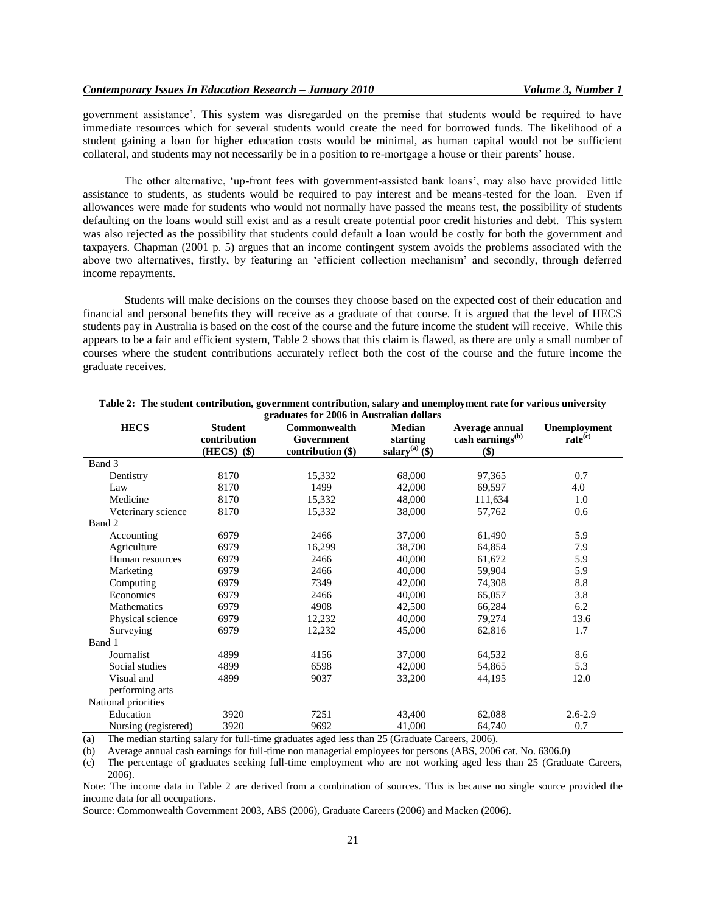government assistance'. This system was disregarded on the premise that students would be required to have immediate resources which for several students would create the need for borrowed funds. The likelihood of a student gaining a loan for higher education costs would be minimal, as human capital would not be sufficient collateral, and students may not necessarily be in a position to re-mortgage a house or their parents' house.

The other alternative, 'up-front fees with government-assisted bank loans', may also have provided little assistance to students, as students would be required to pay interest and be means-tested for the loan. Even if allowances were made for students who would not normally have passed the means test, the possibility of students defaulting on the loans would still exist and as a result create potential poor credit histories and debt. This system was also rejected as the possibility that students could default a loan would be costly for both the government and taxpayers. Chapman (2001 p. 5) argues that an income contingent system avoids the problems associated with the above two alternatives, firstly, by featuring an 'efficient collection mechanism' and secondly, through deferred income repayments.

Students will make decisions on the courses they choose based on the expected cost of their education and financial and personal benefits they will receive as a graduate of that course. It is argued that the level of HECS students pay in Australia is based on the cost of the course and the future income the student will receive. While this appears to be a fair and efficient system, Table 2 shows that this claim is flawed, as there are only a small number of courses where the student contributions accurately reflect both the cost of the course and the future income the graduate receives.

**Table 2: The student contribution, government contribution, salary and unemployment rate for various university graduates for 2006 in Australian dollars**

| HECS | Student contribution (HECS) ($) | Commonwealth Government contribution ($) | Median starting salary[(a)] ($) | Average annual cash earnings[(b)] ($) | Unemployment rate[(c)] |
|---|---|---|---|---|---|
| Band 3 | | | | | |
| Dentistry | 8170 | 15,332 | 68,000 | 97,365 | 0.7 |
| Law | 8170 | 1499 | 42,000 | 69,597 | 4.0 |
| Medicine | 8170 | 15,332 | 48,000 | 111,634 | 1.0 |
| Veterinary science | 8170 | 15,332 | 38,000 | 57,762 | 0.6 |
| Band 2 | | | | | |
| Accounting | 6979 | 2466 | 37,000 | 61,490 | 5.9 |
| Agriculture | 6979 | 16,299 | 38,700 | 64,854 | 7.9 |
| Human resources | 6979 | 2466 | 40,000 | 61,672 | 5.9 |
| Marketing | 6979 | 2466 | 40,000 | 59,904 | 5.9 |
| Computing | 6979 | 7349 | 42,000 | 74,308 | 8.8 |
| Economics | 6979 | 2466 | 40,000 | 65,057 | 3.8 |
| Mathematics | 6979 | 4908 | 42,500 | 66,284 | 6.2 |
| Physical science | 6979 | 12,232 | 40,000 | 79,274 | 13.6 |
| Surveying | 6979 | 12,232 | 45,000 | 62,816 | 1.7 |
| Band 1 | | | | | |
| Journalist | 4899 | 4156 | 37,000 | 64,532 | 8.6 |
| Social studies | 4899 | 6598 | 42,000 | 54,865 | 5.3 |
| Visual and performing arts | 4899 | 9037 | 33,200 | 44,195 | 12.0 |
| National priorities | | | | | |
| Education | 3920 | 7251 | 43,400 | 62,088 | 2.6-2.9 |
| Nursing (registered) | 3920 | 9692 | 41,000 | 64,740 | 0.7 |

(a) The median starting salary for full-time graduates aged less than 25 (Graduate Careers, 2006).

(b) Average annual cash earnings for full-time non managerial employees for persons (ABS, 2006 cat. No. 6306.0)

(c) The percentage of graduates seeking full-time employment who are not working aged less than 25 (Graduate Careers, 2006).

Note: The income data in Table 2 are derived from a combination of sources. This is because no single source provided the income data for all occupations.

Source: Commonwealth Government 2003, ABS (2006), Graduate Careers (2006) and Macken (2006).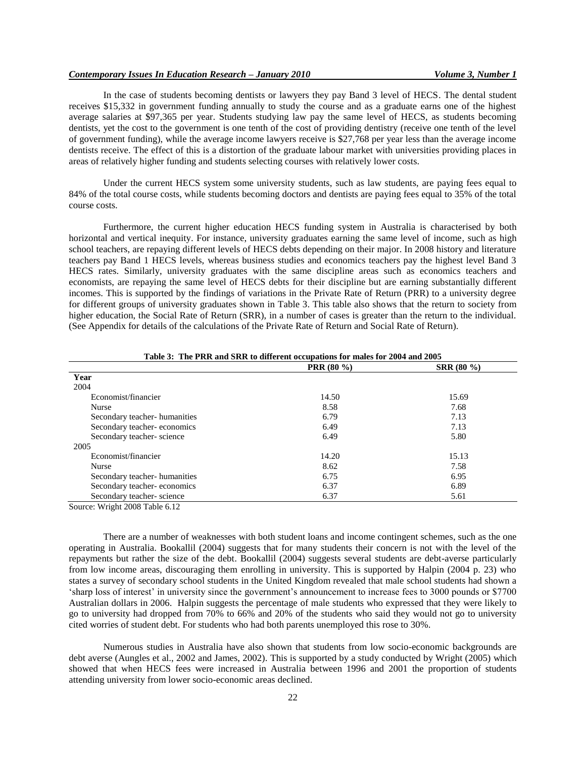In the case of students becoming dentists or lawyers they pay Band 3 level of HECS. The dental student receives $15,332 in government funding annually to study the course and as a graduate earns one of the highest average salaries at $97,365 per year. Students studying law pay the same level of HECS, as students becoming dentists, yet the cost to the government is one tenth of the cost of providing dentistry (receive one tenth of the level of government funding), while the average income lawyers receive is $27,768 per year less than the average income dentists receive. The effect of this is a distortion of the graduate labour market with universities providing places in areas of relatively higher funding and students selecting courses with relatively lower costs.

Under the current HECS system some university students, such as law students, are paying fees equal to 84% of the total course costs, while students becoming doctors and dentists are paying fees equal to 35% of the total course costs.

Furthermore, the current higher education HECS funding system in Australia is characterised by both horizontal and vertical inequity. For instance, university graduates earning the same level of income, such as high school teachers, are repaying different levels of HECS debts depending on their major. In 2008 history and literature teachers pay Band 1 HECS levels, whereas business studies and economics teachers pay the highest level Band 3 HECS rates. Similarly, university graduates with the same discipline areas such as economics teachers and economists, are repaying the same level of HECS debts for their discipline but are earning substantially different incomes. This is supported by the findings of variations in the Private Rate of Return (PRR) to a university degree for different groups of university graduates shown in Table 3. This table also shows that the return to society from higher education, the Social Rate of Return (SRR), in a number of cases is greater than the return to the individual. (See Appendix for details of the calculations of the Private Rate of Return and Social Rate of Return).

**Table 3: The PRR and SRR to different occupations for males for 2004 and 2005**

| | PRR (80 %) | SRR (80 %) |
|---|---|---|
| **Year** | | |
| 2004 | | |
| Economist/financier | 14.50 | 15.69 |
| Nurse | 8.58 | 7.68 |
| Secondary teacher- humanities | 6.79 | 7.13 |
| Secondary teacher- economics | 6.49 | 7.13 |
| Secondary teacher- science | 6.49 | 5.80 |
| 2005 | | |
| Economist/financier | 14.20 | 15.13 |
| Nurse | 8.62 | 7.58 |
| Secondary teacher- humanities | 6.75 | 6.95 |
| Secondary teacher- economics | 6.37 | 6.89 |
| Secondary teacher- science | 6.37 | 5.61 |

Source: Wright 2008 Table 6.12

There are a number of weaknesses with both student loans and income contingent schemes, such as the one operating in Australia. Bookallil (2004) suggests that for many students their concern is not with the level of the repayments but rather the size of the debt. Bookallil (2004) suggests several students are debt-averse particularly from low income areas, discouraging them enrolling in university. This is supported by Halpin (2004 p. 23) who states a survey of secondary school students in the United Kingdom revealed that male school students had shown a 'sharp loss of interest' in university since the government's announcement to increase fees to 3000 pounds or $7700 Australian dollars in 2006. Halpin suggests the percentage of male students who expressed that they were likely to go to university had dropped from 70% to 66% and 20% of the students who said they would not go to university cited worries of student debt. For students who had both parents unemployed this rose to 30%.

Numerous studies in Australia have also shown that students from low socio-economic backgrounds are debt averse (Aungles et al., 2002 and James, 2002). This is supported by a study conducted by Wright (2005) which showed that when HECS fees were increased in Australia between 1996 and 2001 the proportion of students attending university from lower socio-economic areas declined.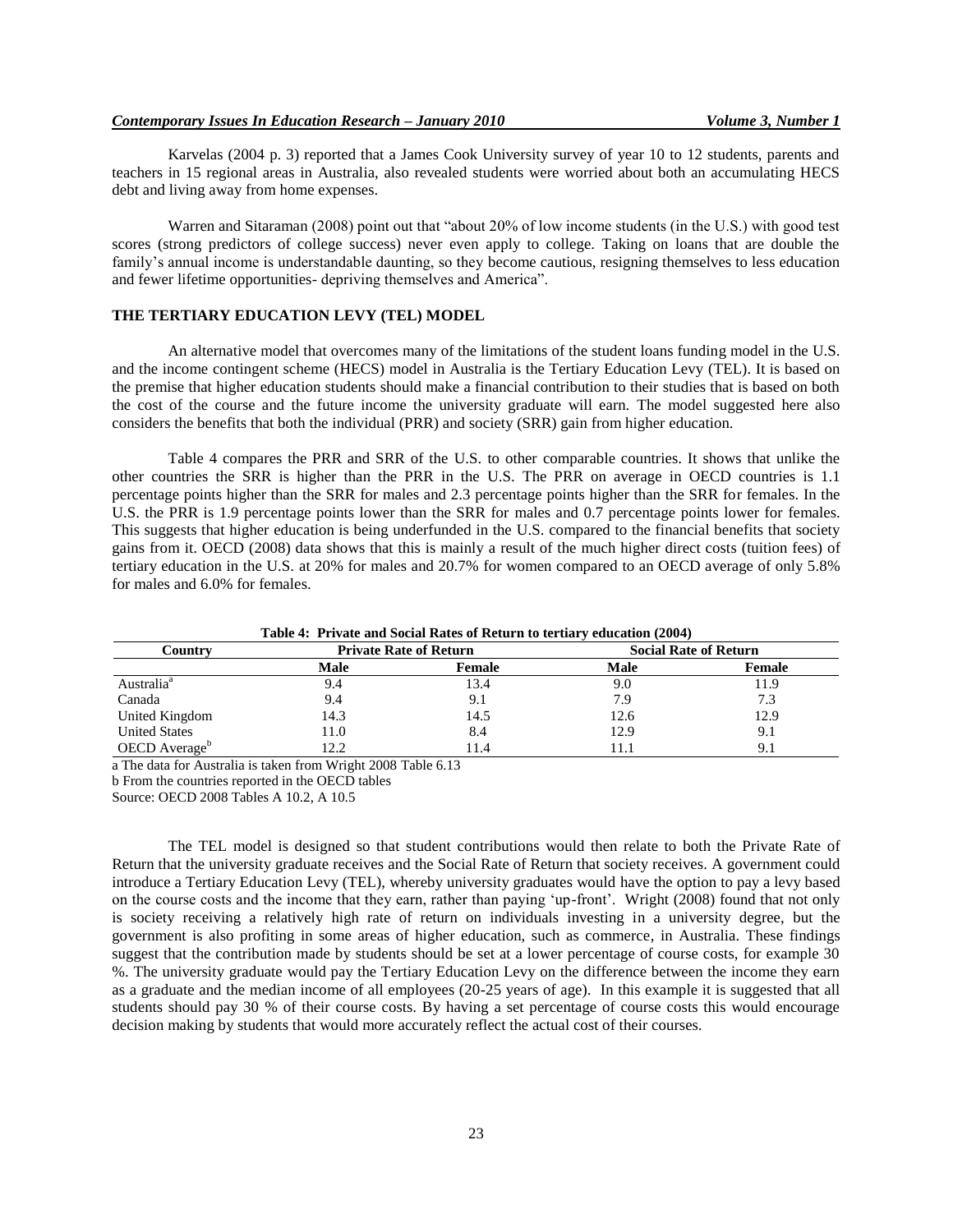Karvelas (2004 p. 3) reported that a James Cook University survey of year 10 to 12 students, parents and teachers in 15 regional areas in Australia, also revealed students were worried about both an accumulating HECS debt and living away from home expenses.

Warren and Sitaraman (2008) point out that "about 20% of low income students (in the U.S.) with good test scores (strong predictors of college success) never even apply to college. Taking on loans that are double the family's annual income is understandable daunting, so they become cautious, resigning themselves to less education and fewer lifetime opportunities- depriving themselves and America".

## THE TERTIARY EDUCATION LEVY (TEL) MODEL

An alternative model that overcomes many of the limitations of the student loans funding model in the U.S. and the income contingent scheme (HECS) model in Australia is the Tertiary Education Levy (TEL). It is based on the premise that higher education students should make a financial contribution to their studies that is based on both the cost of the course and the future income the university graduate will earn. The model suggested here also considers the benefits that both the individual (PRR) and society (SRR) gain from higher education.

Table 4 compares the PRR and SRR of the U.S. to other comparable countries. It shows that unlike the other countries the SRR is higher than the PRR in the U.S. The PRR on average in OECD countries is 1.1 percentage points higher than the SRR for males and 2.3 percentage points higher than the SRR for females. In the U.S. the PRR is 1.9 percentage points lower than the SRR for males and 0.7 percentage points lower for females. This suggests that higher education is being underfunded in the U.S. compared to the financial benefits that society gains from it. OECD (2008) data shows that this is mainly a result of the much higher direct costs (tuition fees) of tertiary education in the U.S. at 20% for males and 20.7% for women compared to an OECD average of only 5.8% for males and 6.0% for females.

**Table 4: Private and Social Rates of Return to tertiary education (2004)**

| Country | Private Rate of Return | | Social Rate of Return | |
|---|---|---|---|---|
| | Male | Female | Male | Female |
| Australia[a] | 9.4 | 13.4 | 9.0 | 11.9 |
| Canada | 9.4 | 9.1 | 7.9 | 7.3 |
| United Kingdom | 14.3 | 14.5 | 12.6 | 12.9 |
| United States | 11.0 | 8.4 | 12.9 | 9.1 |
| OECD Average[b] | 12.2 | 11.4 | 11.1 | 9.1 |

a The data for Australia is taken from Wright 2008 Table 6.13

b From the countries reported in the OECD tables

Source: OECD 2008 Tables A 10.2, A 10.5

The TEL model is designed so that student contributions would then relate to both the Private Rate of Return that the university graduate receives and the Social Rate of Return that society receives. A government could introduce a Tertiary Education Levy (TEL), whereby university graduates would have the option to pay a levy based on the course costs and the income that they earn, rather than paying 'up-front'. Wright (2008) found that not only is society receiving a relatively high rate of return on individuals investing in a university degree, but the government is also profiting in some areas of higher education, such as commerce, in Australia. These findings suggest that the contribution made by students should be set at a lower percentage of course costs, for example 30 %. The university graduate would pay the Tertiary Education Levy on the difference between the income they earn as a graduate and the median income of all employees (20-25 years of age). In this example it is suggested that all students should pay 30 % of their course costs. By having a set percentage of course costs this would encourage decision making by students that would more accurately reflect the actual cost of their courses.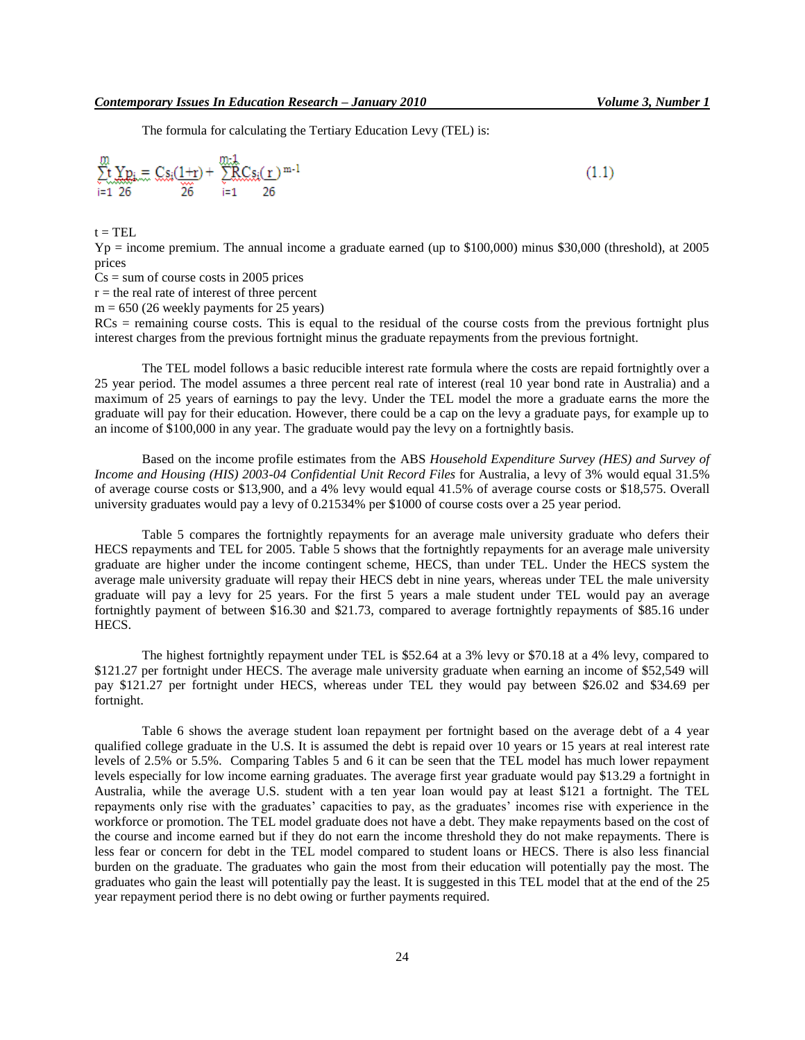The formula for calculating the Tertiary Education Levy (TEL) is:

$$\sum_{i=1}^{m} \frac{t\,Yp_i}{26} = \frac{Cs_i(1+r)}{26} + \sum_{i=1}^{m-1} \frac{RCs_i(r)}{26}^{m-1} \tag{1.1}$$

t = TEL

Yp = income premium. The annual income a graduate earned (up to \$100,000) minus \$30,000 (threshold), at 2005 prices

Cs = sum of course costs in 2005 prices

r = the real rate of interest of three percent

m = 650 (26 weekly payments for 25 years)

RCs = remaining course costs. This is equal to the residual of the course costs from the previous fortnight plus interest charges from the previous fortnight minus the graduate repayments from the previous fortnight.

The TEL model follows a basic reducible interest rate formula where the costs are repaid fortnightly over a 25 year period. The model assumes a three percent real rate of interest (real 10 year bond rate in Australia) and a maximum of 25 years of earnings to pay the levy. Under the TEL model the more a graduate earns the more the graduate will pay for their education. However, there could be a cap on the levy a graduate pays, for example up to an income of \$100,000 in any year. The graduate would pay the levy on a fortnightly basis.

Based on the income profile estimates from the ABS *Household Expenditure Survey (HES) and Survey of Income and Housing (HIS) 2003-04 Confidential Unit Record Files* for Australia, a levy of 3% would equal 31.5% of average course costs or \$13,900, and a 4% levy would equal 41.5% of average course costs or \$18,575. Overall university graduates would pay a levy of 0.21534% per \$1000 of course costs over a 25 year period.

Table 5 compares the fortnightly repayments for an average male university graduate who defers their HECS repayments and TEL for 2005. Table 5 shows that the fortnightly repayments for an average male university graduate are higher under the income contingent scheme, HECS, than under TEL. Under the HECS system the average male university graduate will repay their HECS debt in nine years, whereas under TEL the male university graduate will pay a levy for 25 years. For the first 5 years a male student under TEL would pay an average fortnightly payment of between \$16.30 and \$21.73, compared to average fortnightly repayments of \$85.16 under HECS.

The highest fortnightly repayment under TEL is \$52.64 at a 3% levy or \$70.18 at a 4% levy, compared to \$121.27 per fortnight under HECS. The average male university graduate when earning an income of \$52,549 will pay \$121.27 per fortnight under HECS, whereas under TEL they would pay between \$26.02 and \$34.69 per fortnight.

Table 6 shows the average student loan repayment per fortnight based on the average debt of a 4 year qualified college graduate in the U.S. It is assumed the debt is repaid over 10 years or 15 years at real interest rate levels of 2.5% or 5.5%. Comparing Tables 5 and 6 it can be seen that the TEL model has much lower repayment levels especially for low income earning graduates. The average first year graduate would pay \$13.29 a fortnight in Australia, while the average U.S. student with a ten year loan would pay at least \$121 a fortnight. The TEL repayments only rise with the graduates' capacities to pay, as the graduates' incomes rise with experience in the workforce or promotion. The TEL model graduate does not have a debt. They make repayments based on the cost of the course and income earned but if they do not earn the income threshold they do not make repayments. There is less fear or concern for debt in the TEL model compared to student loans or HECS. There is also less financial burden on the graduate. The graduates who gain the most from their education will potentially pay the most. The graduates who gain the least will potentially pay the least. It is suggested in this TEL model that at the end of the 25 year repayment period there is no debt owing or further payments required.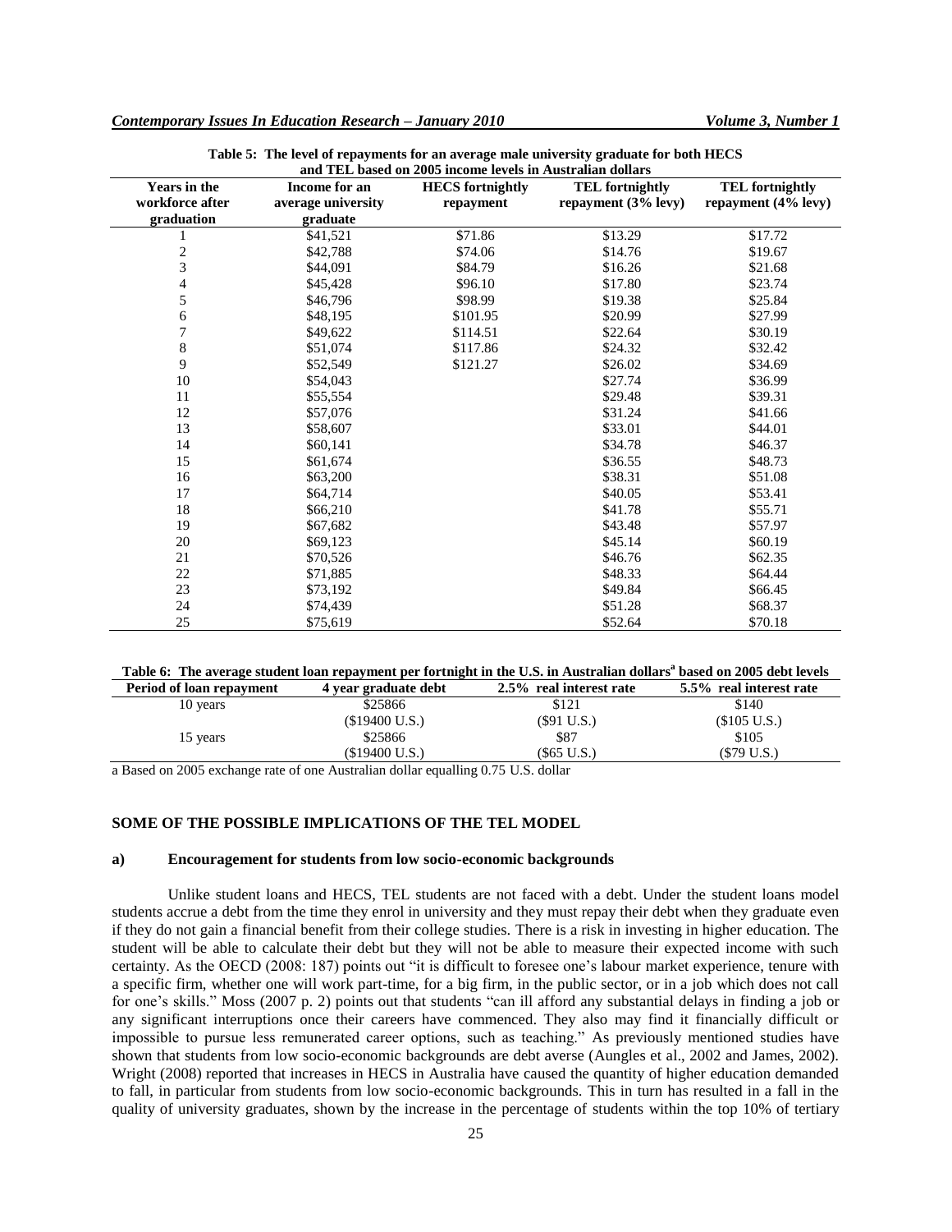**Table 5: The level of repayments for an average male university graduate for both HECS and TEL based on 2005 income levels in Australian dollars**

| Years in the workforce after graduation | Income for an average university graduate | HECS fortnightly repayment | TEL fortnightly repayment (3% levy) | TEL fortnightly repayment (4% levy) |
|---|---|---|---|---|
| 1 | $41,521 | $71.86 | $13.29 | $17.72 |
| 2 | $42,788 | $74.06 | $14.76 | $19.67 |
| 3 | $44,091 | $84.79 | $16.26 | $21.68 |
| 4 | $45,428 | $96.10 | $17.80 | $23.74 |
| 5 | $46,796 | $98.99 | $19.38 | $25.84 |
| 6 | $48,195 | $101.95 | $20.99 | $27.99 |
| 7 | $49,622 | $114.51 | $22.64 | $30.19 |
| 8 | $51,074 | $117.86 | $24.32 | $32.42 |
| 9 | $52,549 | $121.27 | $26.02 | $34.69 |
| 10 | $54,043 | | $27.74 | $36.99 |
| 11 | $55,554 | | $29.48 | $39.31 |
| 12 | $57,076 | | $31.24 | $41.66 |
| 13 | $58,607 | | $33.01 | $44.01 |
| 14 | $60,141 | | $34.78 | $46.37 |
| 15 | $61,674 | | $36.55 | $48.73 |
| 16 | $63,200 | | $38.31 | $51.08 |
| 17 | $64,714 | | $40.05 | $53.41 |
| 18 | $66,210 | | $41.78 | $55.71 |
| 19 | $67,682 | | $43.48 | $57.97 |
| 20 | $69,123 | | $45.14 | $60.19 |
| 21 | $70,526 | | $46.76 | $62.35 |
| 22 | $71,885 | | $48.33 | $64.44 |
| 23 | $73,192 | | $49.84 | $66.45 |
| 24 | $74,439 | | $51.28 | $68.37 |
| 25 | $75,619 | | $52.64 | $70.18 |

**Table 6: The average student loan repayment per fortnight in the U.S. in Australian dollars[a] based on 2005 debt levels**

| Period of loan repayment | 4 year graduate debt | 2.5% real interest rate | 5.5% real interest rate |
|---|---|---|---|
| 10 years | $25866 ($19400 U.S.) | $121 ($91 U.S.) | $140 ($105 U.S.) |
| 15 years | $25866 ($19400 U.S.) | $87 ($65 U.S.) | $105 ($79 U.S.) |

a Based on 2005 exchange rate of one Australian dollar equalling 0.75 U.S. dollar

## SOME OF THE POSSIBLE IMPLICATIONS OF THE TEL MODEL

### a) Encouragement for students from low socio-economic backgrounds

Unlike student loans and HECS, TEL students are not faced with a debt. Under the student loans model students accrue a debt from the time they enrol in university and they must repay their debt when they graduate even if they do not gain a financial benefit from their college studies. There is a risk in investing in higher education. The student will be able to calculate their debt but they will not be able to measure their expected income with such certainty. As the OECD (2008: 187) points out "it is difficult to foresee one's labour market experience, tenure with a specific firm, whether one will work part-time, for a big firm, in the public sector, or in a job which does not call for one's skills." Moss (2007 p. 2) points out that students "can ill afford any substantial delays in finding a job or any significant interruptions once their careers have commenced. They also may find it financially difficult or impossible to pursue less remunerated career options, such as teaching." As previously mentioned studies have shown that students from low socio-economic backgrounds are debt averse (Aungles et al., 2002 and James, 2002). Wright (2008) reported that increases in HECS in Australia have caused the quantity of higher education demanded to fall, in particular from students from low socio-economic backgrounds. This in turn has resulted in a fall in the quality of university graduates, shown by the increase in the percentage of students within the top 10% of tertiary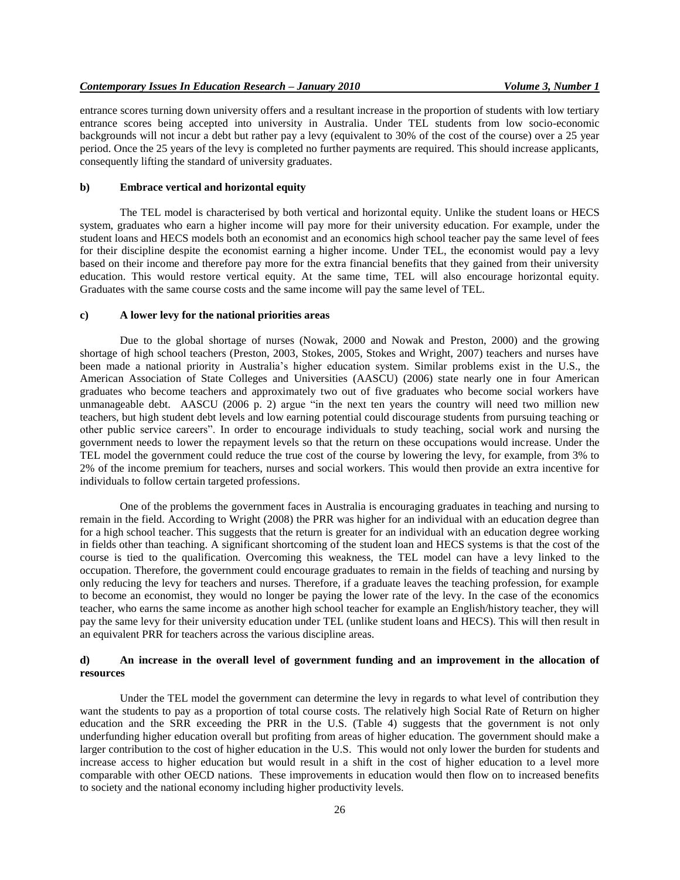entrance scores turning down university offers and a resultant increase in the proportion of students with low tertiary entrance scores being accepted into university in Australia. Under TEL students from low socio-economic backgrounds will not incur a debt but rather pay a levy (equivalent to 30% of the cost of the course) over a 25 year period. Once the 25 years of the levy is completed no further payments are required. This should increase applicants, consequently lifting the standard of university graduates.

#### b) Embrace vertical and horizontal equity

The TEL model is characterised by both vertical and horizontal equity. Unlike the student loans or HECS system, graduates who earn a higher income will pay more for their university education. For example, under the student loans and HECS models both an economist and an economics high school teacher pay the same level of fees for their discipline despite the economist earning a higher income. Under TEL, the economist would pay a levy based on their income and therefore pay more for the extra financial benefits that they gained from their university education. This would restore vertical equity. At the same time, TEL will also encourage horizontal equity. Graduates with the same course costs and the same income will pay the same level of TEL.

#### c) A lower levy for the national priorities areas

Due to the global shortage of nurses (Nowak, 2000 and Nowak and Preston, 2000) and the growing shortage of high school teachers (Preston, 2003, Stokes, 2005, Stokes and Wright, 2007) teachers and nurses have been made a national priority in Australia's higher education system. Similar problems exist in the U.S., the American Association of State Colleges and Universities (AASCU) (2006) state nearly one in four American graduates who become teachers and approximately two out of five graduates who become social workers have unmanageable debt. AASCU (2006 p. 2) argue "in the next ten years the country will need two million new teachers, but high student debt levels and low earning potential could discourage students from pursuing teaching or other public service careers". In order to encourage individuals to study teaching, social work and nursing the government needs to lower the repayment levels so that the return on these occupations would increase. Under the TEL model the government could reduce the true cost of the course by lowering the levy, for example, from 3% to 2% of the income premium for teachers, nurses and social workers. This would then provide an extra incentive for individuals to follow certain targeted professions.

One of the problems the government faces in Australia is encouraging graduates in teaching and nursing to remain in the field. According to Wright (2008) the PRR was higher for an individual with an education degree than for a high school teacher. This suggests that the return is greater for an individual with an education degree working in fields other than teaching. A significant shortcoming of the student loan and HECS systems is that the cost of the course is tied to the qualification. Overcoming this weakness, the TEL model can have a levy linked to the occupation. Therefore, the government could encourage graduates to remain in the fields of teaching and nursing by only reducing the levy for teachers and nurses. Therefore, if a graduate leaves the teaching profession, for example to become an economist, they would no longer be paying the lower rate of the levy. In the case of the economics teacher, who earns the same income as another high school teacher for example an English/history teacher, they will pay the same levy for their university education under TEL (unlike student loans and HECS). This will then result in an equivalent PRR for teachers across the various discipline areas.

#### d) An increase in the overall level of government funding and an improvement in the allocation of resources

Under the TEL model the government can determine the levy in regards to what level of contribution they want the students to pay as a proportion of total course costs. The relatively high Social Rate of Return on higher education and the SRR exceeding the PRR in the U.S. (Table 4) suggests that the government is not only underfunding higher education overall but profiting from areas of higher education. The government should make a larger contribution to the cost of higher education in the U.S. This would not only lower the burden for students and increase access to higher education but would result in a shift in the cost of higher education to a level more comparable with other OECD nations. These improvements in education would then flow on to increased benefits to society and the national economy including higher productivity levels.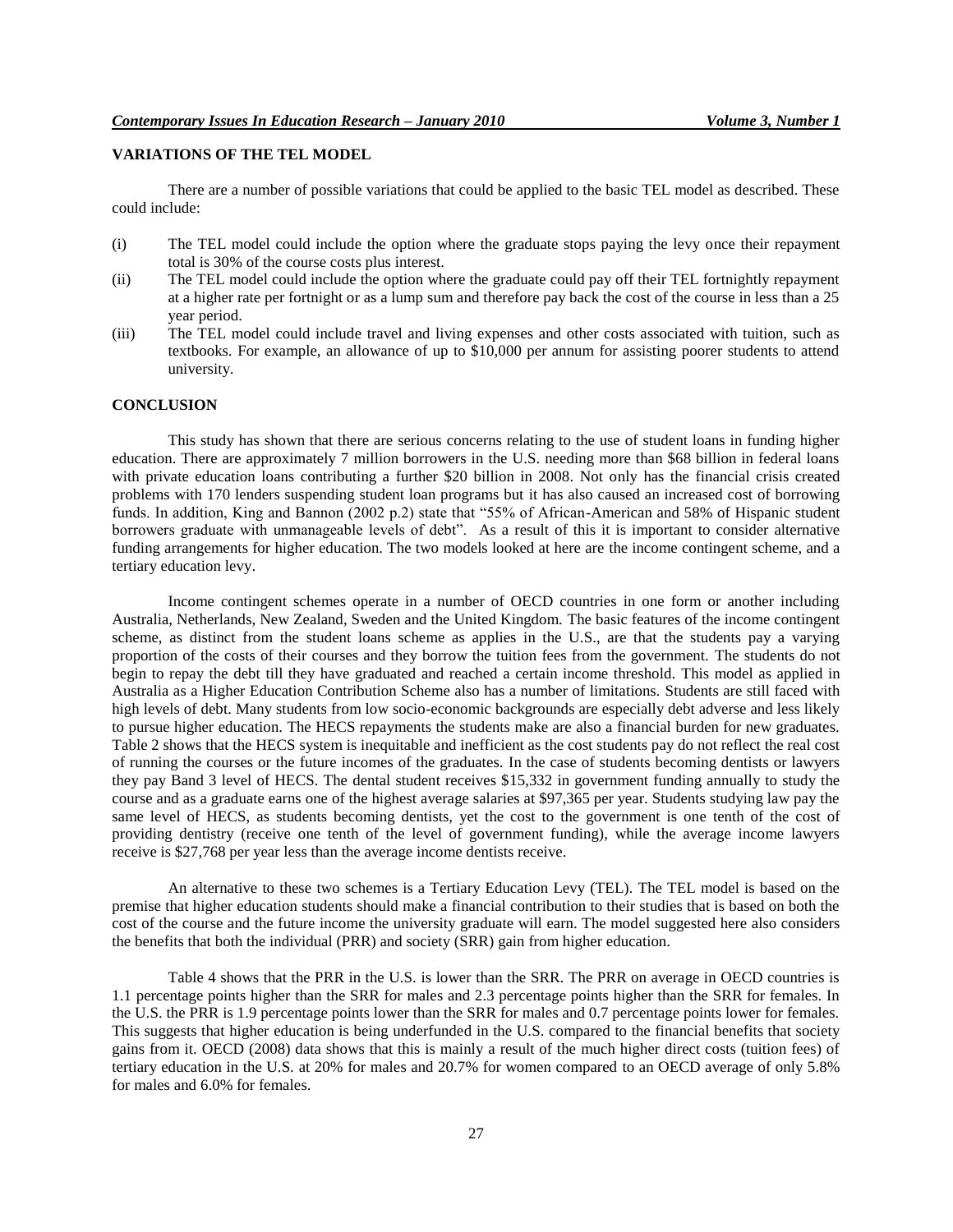## VARIATIONS OF THE TEL MODEL

There are a number of possible variations that could be applied to the basic TEL model as described. These could include:

(i) The TEL model could include the option where the graduate stops paying the levy once their repayment total is 30% of the course costs plus interest.

(ii) The TEL model could include the option where the graduate could pay off their TEL fortnightly repayment at a higher rate per fortnight or as a lump sum and therefore pay back the cost of the course in less than a 25 year period.

(iii) The TEL model could include travel and living expenses and other costs associated with tuition, such as textbooks. For example, an allowance of up to $10,000 per annum for assisting poorer students to attend university.

## CONCLUSION

This study has shown that there are serious concerns relating to the use of student loans in funding higher education. There are approximately 7 million borrowers in the U.S. needing more than $68 billion in federal loans with private education loans contributing a further $20 billion in 2008. Not only has the financial crisis created problems with 170 lenders suspending student loan programs but it has also caused an increased cost of borrowing funds. In addition, King and Bannon (2002 p.2) state that "55% of African-American and 58% of Hispanic student borrowers graduate with unmanageable levels of debt". As a result of this it is important to consider alternative funding arrangements for higher education. The two models looked at here are the income contingent scheme, and a tertiary education levy.

Income contingent schemes operate in a number of OECD countries in one form or another including Australia, Netherlands, New Zealand, Sweden and the United Kingdom. The basic features of the income contingent scheme, as distinct from the student loans scheme as applies in the U.S., are that the students pay a varying proportion of the costs of their courses and they borrow the tuition fees from the government. The students do not begin to repay the debt till they have graduated and reached a certain income threshold. This model as applied in Australia as a Higher Education Contribution Scheme also has a number of limitations. Students are still faced with high levels of debt. Many students from low socio-economic backgrounds are especially debt adverse and less likely to pursue higher education. The HECS repayments the students make are also a financial burden for new graduates. Table 2 shows that the HECS system is inequitable and inefficient as the cost students pay do not reflect the real cost of running the courses or the future incomes of the graduates. In the case of students becoming dentists or lawyers they pay Band 3 level of HECS. The dental student receives $15,332 in government funding annually to study the course and as a graduate earns one of the highest average salaries at $97,365 per year. Students studying law pay the same level of HECS, as students becoming dentists, yet the cost to the government is one tenth of the cost of providing dentistry (receive one tenth of the level of government funding), while the average income lawyers receive is $27,768 per year less than the average income dentists receive.

An alternative to these two schemes is a Tertiary Education Levy (TEL). The TEL model is based on the premise that higher education students should make a financial contribution to their studies that is based on both the cost of the course and the future income the university graduate will earn. The model suggested here also considers the benefits that both the individual (PRR) and society (SRR) gain from higher education.

Table 4 shows that the PRR in the U.S. is lower than the SRR. The PRR on average in OECD countries is 1.1 percentage points higher than the SRR for males and 2.3 percentage points higher than the SRR for females. In the U.S. the PRR is 1.9 percentage points lower than the SRR for males and 0.7 percentage points lower for females. This suggests that higher education is being underfunded in the U.S. compared to the financial benefits that society gains from it. OECD (2008) data shows that this is mainly a result of the much higher direct costs (tuition fees) of tertiary education in the U.S. at 20% for males and 20.7% for women compared to an OECD average of only 5.8% for males and 6.0% for females.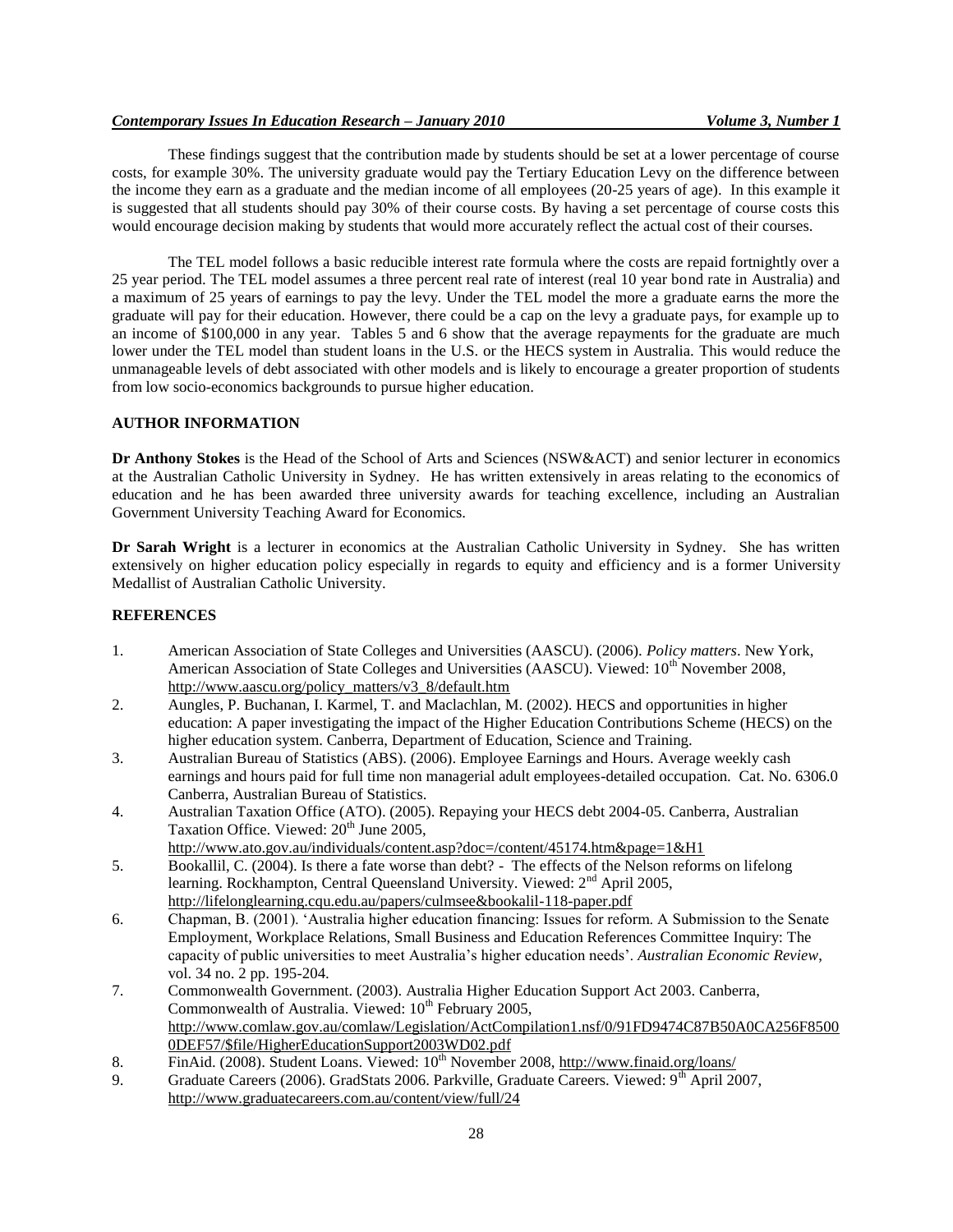These findings suggest that the contribution made by students should be set at a lower percentage of course costs, for example 30%. The university graduate would pay the Tertiary Education Levy on the difference between the income they earn as a graduate and the median income of all employees (20-25 years of age). In this example it is suggested that all students should pay 30% of their course costs. By having a set percentage of course costs this would encourage decision making by students that would more accurately reflect the actual cost of their courses.

The TEL model follows a basic reducible interest rate formula where the costs are repaid fortnightly over a 25 year period. The TEL model assumes a three percent real rate of interest (real 10 year bond rate in Australia) and a maximum of 25 years of earnings to pay the levy. Under the TEL model the more a graduate earns the more the graduate will pay for their education. However, there could be a cap on the levy a graduate pays, for example up to an income of $100,000 in any year. Tables 5 and 6 show that the average repayments for the graduate are much lower under the TEL model than student loans in the U.S. or the HECS system in Australia. This would reduce the unmanageable levels of debt associated with other models and is likely to encourage a greater proportion of students from low socio-economics backgrounds to pursue higher education.

## AUTHOR INFORMATION

**Dr Anthony Stokes** is the Head of the School of Arts and Sciences (NSW&ACT) and senior lecturer in economics at the Australian Catholic University in Sydney. He has written extensively in areas relating to the economics of education and he has been awarded three university awards for teaching excellence, including an Australian Government University Teaching Award for Economics.

**Dr Sarah Wright** is a lecturer in economics at the Australian Catholic University in Sydney. She has written extensively on higher education policy especially in regards to equity and efficiency and is a former University Medallist of Australian Catholic University.

## REFERENCES

1. American Association of State Colleges and Universities (AASCU). (2006). *Policy matters*. New York, American Association of State Colleges and Universities (AASCU). Viewed: 10th November 2008, http://www.aascu.org/policy_matters/v3_8/default.htm
2. Aungles, P. Buchanan, I. Karmel, T. and Maclachlan, M. (2002). HECS and opportunities in higher education: A paper investigating the impact of the Higher Education Contributions Scheme (HECS) on the higher education system. Canberra, Department of Education, Science and Training.
3. Australian Bureau of Statistics (ABS). (2006). Employee Earnings and Hours. Average weekly cash earnings and hours paid for full time non managerial adult employees-detailed occupation. Cat. No. 6306.0 Canberra, Australian Bureau of Statistics.
4. Australian Taxation Office (ATO). (2005). Repaying your HECS debt 2004-05. Canberra, Australian Taxation Office. Viewed: 20th June 2005, http://www.ato.gov.au/individuals/content.asp?doc=/content/45174.htm&page=1&H1
5. Bookallil, C. (2004). Is there a fate worse than debt? - The effects of the Nelson reforms on lifelong learning. Rockhampton, Central Queensland University. Viewed: 2nd April 2005, http://lifelonglearning.cqu.edu.au/papers/culmsee&bookalil-118-paper.pdf
6. Chapman, B. (2001). 'Australia higher education financing: Issues for reform. A Submission to the Senate Employment, Workplace Relations, Small Business and Education References Committee Inquiry: The capacity of public universities to meet Australia's higher education needs'. *Australian Economic Review*, vol. 34 no. 2 pp. 195-204.
7. Commonwealth Government. (2003). Australia Higher Education Support Act 2003. Canberra, Commonwealth of Australia. Viewed: 10th February 2005, http://www.comlaw.gov.au/comlaw/Legislation/ActCompilation1.nsf/0/91FD9474C87B50A0CA256F85000DEF57/$file/HigherEducationSupport2003WD02.pdf
8. FinAid. (2008). Student Loans. Viewed: 10th November 2008, http://www.finaid.org/loans/
9. Graduate Careers (2006). GradStats 2006. Parkville, Graduate Careers. Viewed: 9th April 2007, http://www.graduatecareers.com.au/content/view/full/24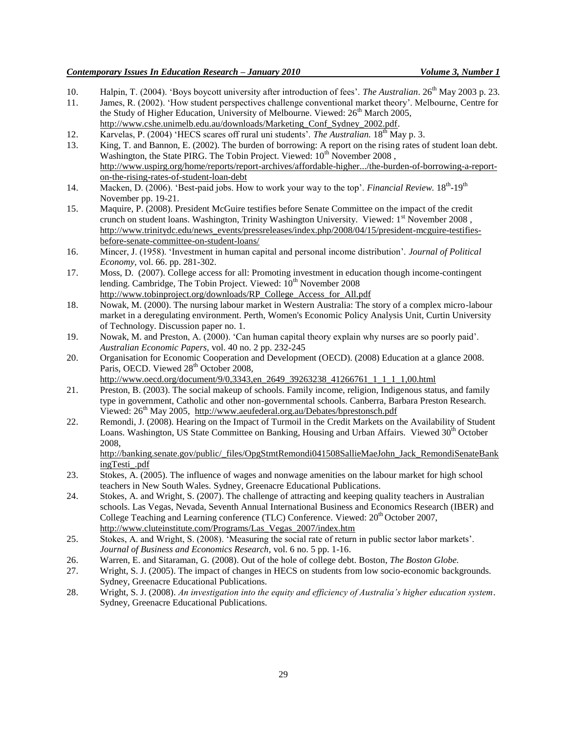10. Halpin, T. (2004). 'Boys boycott university after introduction of fees'. *The Australian*. 26th May 2003 p. 23.
11. James, R. (2002). 'How student perspectives challenge conventional market theory'. Melbourne, Centre for the Study of Higher Education, University of Melbourne. Viewed: 26th March 2005, http://www.cshe.unimelb.edu.au/downloads/Marketing_Conf_Sydney_2002.pdf.
12. Karvelas, P. (2004) 'HECS scares off rural uni students'. *The Australian.* 18th May p. 3.
13. King, T. and Bannon, E. (2002). The burden of borrowing: A report on the rising rates of student loan debt. Washington, the State PIRG. The Tobin Project. Viewed: 10th November 2008 , http://www.uspirg.org/home/reports/report-archives/affordable-higher.../the-burden-of-borrowing-a-report-on-the-rising-rates-of-student-loan-debt
14. Macken, D. (2006). 'Best-paid jobs. How to work your way to the top'. *Financial Review.* 18th-19th November pp. 19-21.
15. Maquire, P. (2008). President McGuire testifies before Senate Committee on the impact of the credit crunch on student loans. Washington, Trinity Washington University. Viewed: 1st November 2008 , http://www.trinitydc.edu/news_events/pressreleases/index.php/2008/04/15/president-mcguire-testifies-before-senate-committee-on-student-loans/
16. Mincer, J. (1958). 'Investment in human capital and personal income distribution'. *Journal of Political Economy*, vol. 66. pp. 281-302.
17. Moss, D. (2007). College access for all: Promoting investment in education though income-contingent lending. Cambridge, The Tobin Project. Viewed: 10th November 2008 http://www.tobinproject.org/downloads/RP_College_Access_for_All.pdf
18. Nowak, M. (2000). The nursing labour market in Western Australia: The story of a complex micro-labour market in a deregulating environment. Perth, Women's Economic Policy Analysis Unit, Curtin University of Technology. Discussion paper no. 1.
19. Nowak, M. and Preston, A. (2000). 'Can human capital theory explain why nurses are so poorly paid'. *Australian Economic Papers*, vol. 40 no. 2 pp. 232-245
20. Organisation for Economic Cooperation and Development (OECD). (2008) Education at a glance 2008. Paris, OECD. Viewed 28th October 2008, http://www.oecd.org/document/9/0,3343,en_2649_39263238_41266761_1_1_1_1,00.html
21. Preston, B. (2003). The social makeup of schools. Family income, religion, Indigenous status, and family type in government, Catholic and other non-governmental schools. Canberra, Barbara Preston Research. Viewed: 26th May 2005, http://www.aeufederal.org.au/Debates/bprestonsch.pdf
22. Remondi, J. (2008). Hearing on the Impact of Turmoil in the Credit Markets on the Availability of Student Loans. Washington, US State Committee on Banking, Housing and Urban Affairs. Viewed 30th October 2008, http://banking.senate.gov/public/_files/OpgStmtRemondi041508SallieMaeJohn_Jack_RemondiSenateBankingTesti_.pdf
23. Stokes, A. (2005). The influence of wages and nonwage amenities on the labour market for high school teachers in New South Wales. Sydney, Greenacre Educational Publications.
24. Stokes, A. and Wright, S. (2007). The challenge of attracting and keeping quality teachers in Australian schools. Las Vegas, Nevada, Seventh Annual International Business and Economics Research (IBER) and College Teaching and Learning conference (TLC) Conference. Viewed: 20th October 2007, http://www.cluteinstitute.com/Programs/Las_Vegas_2007/index.htm
25. Stokes, A. and Wright, S. (2008). 'Measuring the social rate of return in public sector labor markets'. *Journal of Business and Economics Research*, vol. 6 no. 5 pp. 1-16.
26. Warren, E. and Sitaraman, G. (2008). Out of the hole of college debt. Boston, *The Boston Globe.*
27. Wright, S. J. (2005). The impact of changes in HECS on students from low socio-economic backgrounds. Sydney, Greenacre Educational Publications.
28. Wright, S. J. (2008). *An investigation into the equity and efficiency of Australia's higher education system*. Sydney, Greenacre Educational Publications.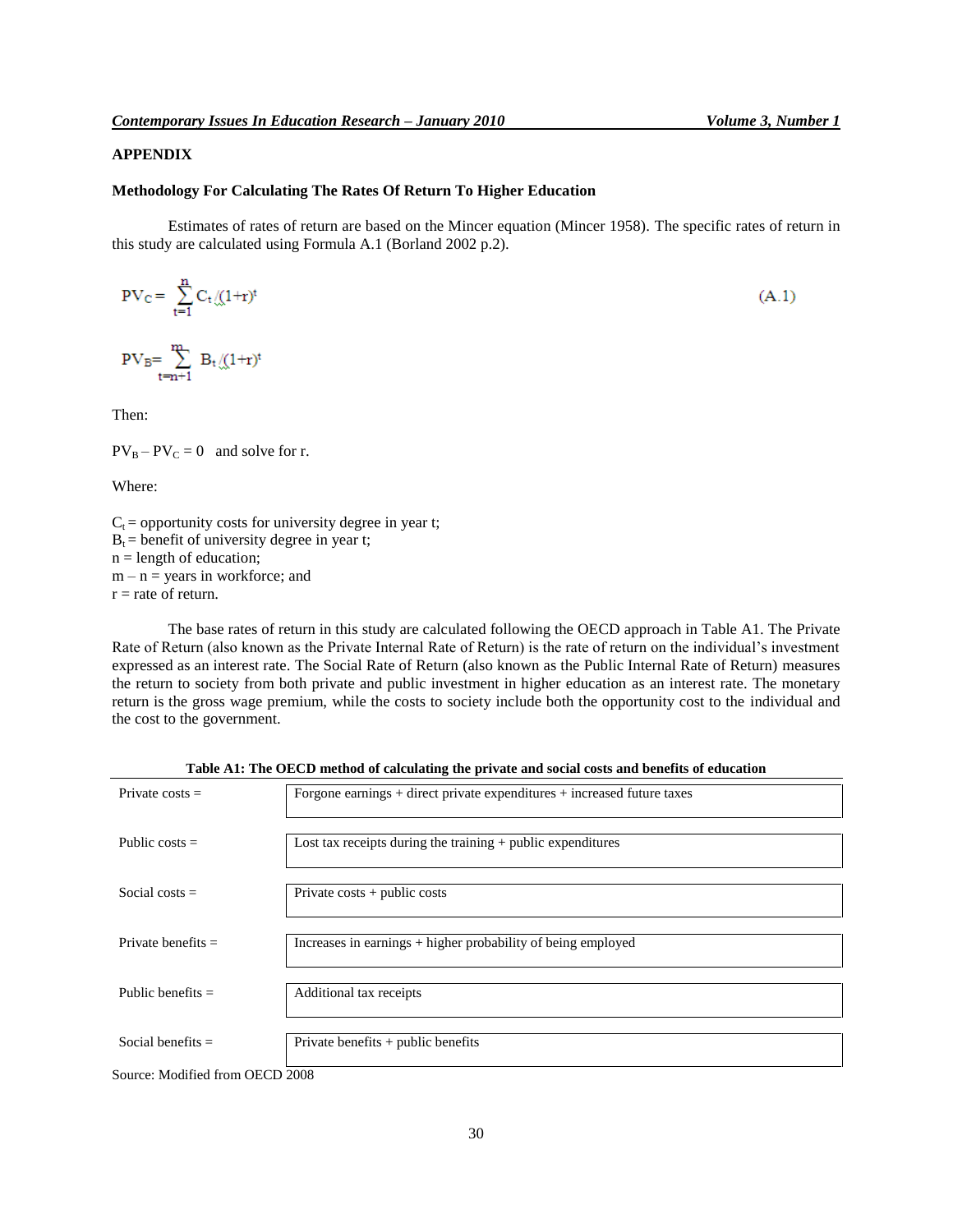## APPENDIX

### Methodology For Calculating The Rates Of Return To Higher Education

Estimates of rates of return are based on the Mincer equation (Mincer 1958). The specific rates of return in this study are calculated using Formula A.1 (Borland 2002 p.2).

$$PV_C = \sum_{t=1}^{n} C_t/(1+r)^t \tag{A.1}$$

$$PV_B = \sum_{t=n+1}^{m} B_t/(1+r)^t$$

Then:

$PV_B - PV_C = 0$ and solve for r.

Where:

$C_t$ = opportunity costs for university degree in year t;
$B_t$ = benefit of university degree in year t;
n = length of education;
m – n = years in workforce; and
r = rate of return.

The base rates of return in this study are calculated following the OECD approach in Table A1. The Private Rate of Return (also known as the Private Internal Rate of Return) is the rate of return on the individual's investment expressed as an interest rate. The Social Rate of Return (also known as the Public Internal Rate of Return) measures the return to society from both private and public investment in higher education as an interest rate. The monetary return is the gross wage premium, while the costs to society include both the opportunity cost to the individual and the cost to the government.

**Table A1: The OECD method of calculating the private and social costs and benefits of education**

| | |
|---|---|
| Private costs = | Forgone earnings + direct private expenditures + increased future taxes |
| Public costs = | Lost tax receipts during the training + public expenditures |
| Social costs = | Private costs + public costs |
| Private benefits = | Increases in earnings + higher probability of being employed |
| Public benefits = | Additional tax receipts |
| Social benefits = | Private benefits + public benefits |

Source: Modified from OECD 2008